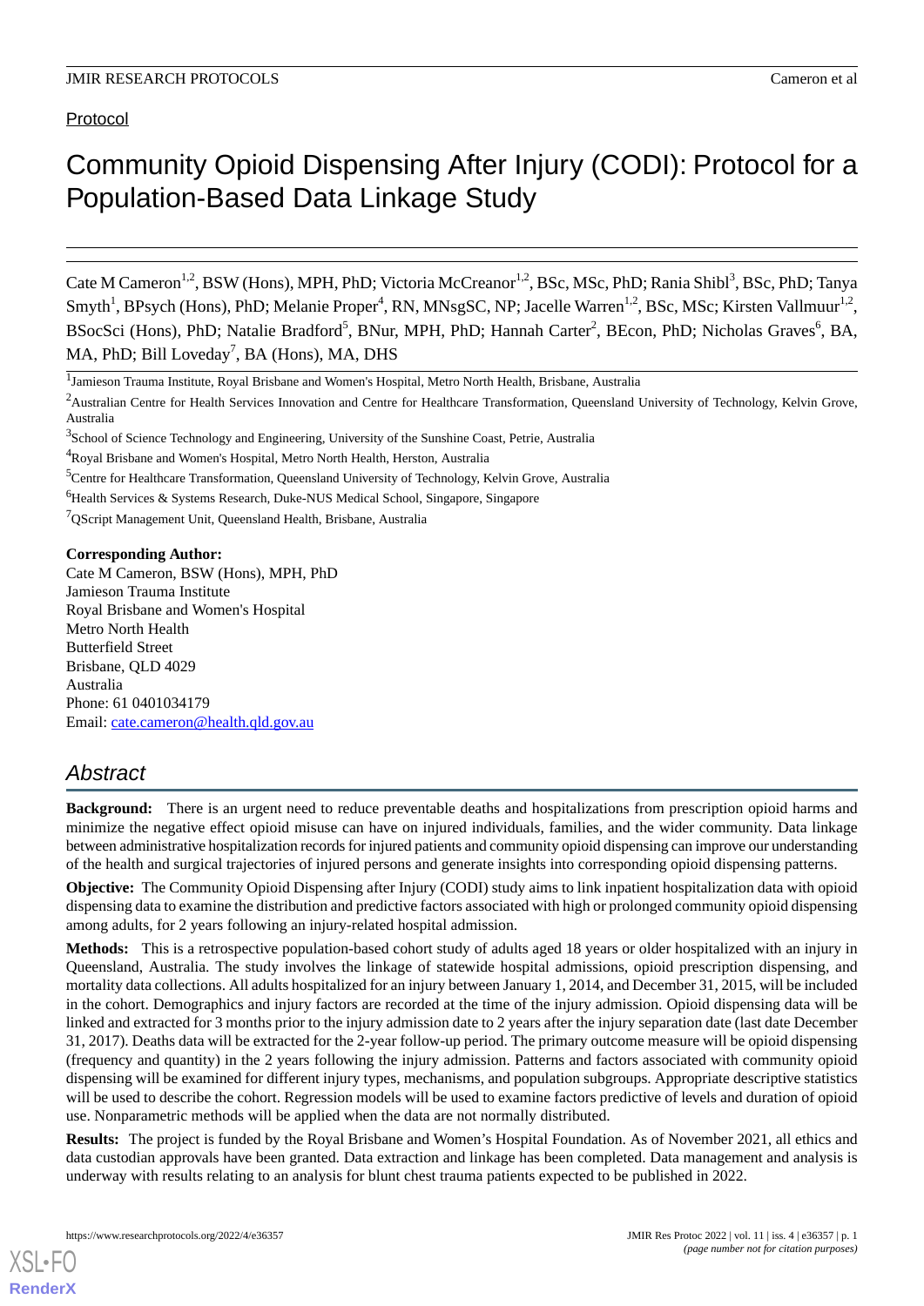Protocol

# Community Opioid Dispensing After Injury (CODI): Protocol for a Population-Based Data Linkage Study

Cate M Cameron[1,2], BSW (Hons), MPH, PhD; Victoria McCreanor[1,2], BSc, MSc, PhD; Rania Shibl[3], BSc, PhD; Tanya Smyth[1], BPsych (Hons), PhD; Melanie Proper[4], RN, MNsgSC, NP; Jacelle Warren[1,2], BSc, MSc; Kirsten Vallmuur[1,2], BSocSci (Hons), PhD; Natalie Bradford[5], BNur, MPH, PhD; Hannah Carter[2], BEcon, PhD; Nicholas Graves[6], BA, MA, PhD; Bill Loveday[7], BA (Hons), MA, DHS

[1]Jamieson Trauma Institute, Royal Brisbane and Women's Hospital, Metro North Health, Brisbane, Australia

[2]Australian Centre for Health Services Innovation and Centre for Healthcare Transformation, Queensland University of Technology, Kelvin Grove, Australia

[3]School of Science Technology and Engineering, University of the Sunshine Coast, Petrie, Australia

[4]Royal Brisbane and Women's Hospital, Metro North Health, Herston, Australia

[5]Centre for Healthcare Transformation, Queensland University of Technology, Kelvin Grove, Australia

[6]Health Services & Systems Research, Duke-NUS Medical School, Singapore, Singapore

[7]QScript Management Unit, Queensland Health, Brisbane, Australia

**Corresponding Author:**
Cate M Cameron, BSW (Hons), MPH, PhD
Jamieson Trauma Institute
Royal Brisbane and Women's Hospital
Metro North Health
Butterfield Street
Brisbane, QLD 4029
Australia
Phone: 61 0401034179
Email: cate.cameron@health.qld.gov.au

## Abstract

**Background:** There is an urgent need to reduce preventable deaths and hospitalizations from prescription opioid harms and minimize the negative effect opioid misuse can have on injured individuals, families, and the wider community. Data linkage between administrative hospitalization records for injured patients and community opioid dispensing can improve our understanding of the health and surgical trajectories of injured persons and generate insights into corresponding opioid dispensing patterns.

**Objective:** The Community Opioid Dispensing after Injury (CODI) study aims to link inpatient hospitalization data with opioid dispensing data to examine the distribution and predictive factors associated with high or prolonged community opioid dispensing among adults, for 2 years following an injury-related hospital admission.

**Methods:** This is a retrospective population-based cohort study of adults aged 18 years or older hospitalized with an injury in Queensland, Australia. The study involves the linkage of statewide hospital admissions, opioid prescription dispensing, and mortality data collections. All adults hospitalized for an injury between January 1, 2014, and December 31, 2015, will be included in the cohort. Demographics and injury factors are recorded at the time of the injury admission. Opioid dispensing data will be linked and extracted for 3 months prior to the injury admission date to 2 years after the injury separation date (last date December 31, 2017). Deaths data will be extracted for the 2-year follow-up period. The primary outcome measure will be opioid dispensing (frequency and quantity) in the 2 years following the injury admission. Patterns and factors associated with community opioid dispensing will be examined for different injury types, mechanisms, and population subgroups. Appropriate descriptive statistics will be used to describe the cohort. Regression models will be used to examine factors predictive of levels and duration of opioid use. Nonparametric methods will be applied when the data are not normally distributed.

**Results:** The project is funded by the Royal Brisbane and Women's Hospital Foundation. As of November 2021, all ethics and data custodian approvals have been granted. Data extraction and linkage has been completed. Data management and analysis is underway with results relating to an analysis for blunt chest trauma patients expected to be published in 2022.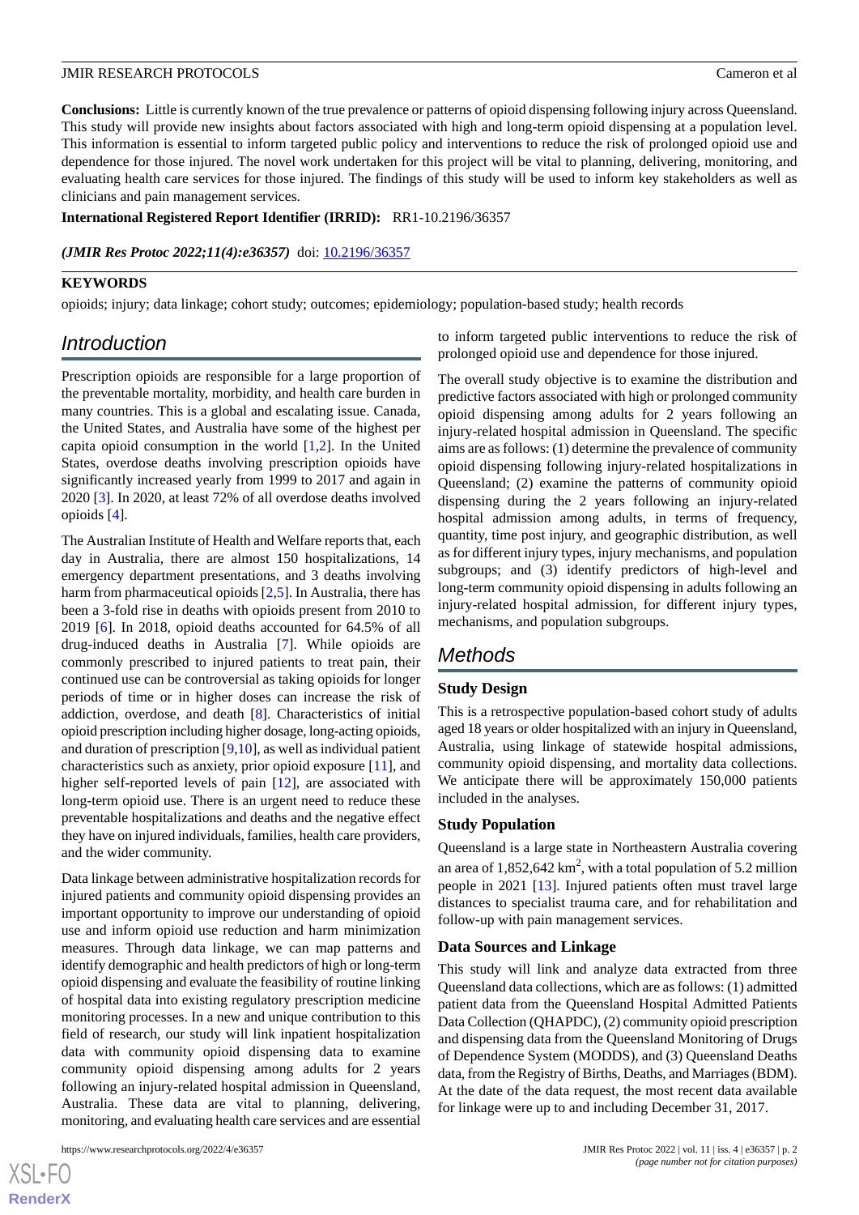**Conclusions:** Little is currently known of the true prevalence or patterns of opioid dispensing following injury across Queensland. This study will provide new insights about factors associated with high and long-term opioid dispensing at a population level. This information is essential to inform targeted public policy and interventions to reduce the risk of prolonged opioid use and dependence for those injured. The novel work undertaken for this project will be vital to planning, delivering, monitoring, and evaluating health care services for those injured. The findings of this study will be used to inform key stakeholders as well as clinicians and pain management services.

**International Registered Report Identifier (IRRID):** RR1-10.2196/36357

***(JMIR Res Protoc 2022;11(4):e36357)*** doi: 10.2196/36357

**KEYWORDS**

opioids; injury; data linkage; cohort study; outcomes; epidemiology; population-based study; health records

## Introduction

Prescription opioids are responsible for a large proportion of the preventable mortality, morbidity, and health care burden in many countries. This is a global and escalating issue. Canada, the United States, and Australia have some of the highest per capita opioid consumption in the world [1,2]. In the United States, overdose deaths involving prescription opioids have significantly increased yearly from 1999 to 2017 and again in 2020 [3]. In 2020, at least 72% of all overdose deaths involved opioids [4].

The Australian Institute of Health and Welfare reports that, each day in Australia, there are almost 150 hospitalizations, 14 emergency department presentations, and 3 deaths involving harm from pharmaceutical opioids [2,5]. In Australia, there has been a 3-fold rise in deaths with opioids present from 2010 to 2019 [6]. In 2018, opioid deaths accounted for 64.5% of all drug-induced deaths in Australia [7]. While opioids are commonly prescribed to injured patients to treat pain, their continued use can be controversial as taking opioids for longer periods of time or in higher doses can increase the risk of addiction, overdose, and death [8]. Characteristics of initial opioid prescription including higher dosage, long-acting opioids, and duration of prescription [9,10], as well as individual patient characteristics such as anxiety, prior opioid exposure [11], and higher self-reported levels of pain [12], are associated with long-term opioid use. There is an urgent need to reduce these preventable hospitalizations and deaths and the negative effect they have on injured individuals, families, health care providers, and the wider community.

Data linkage between administrative hospitalization records for injured patients and community opioid dispensing provides an important opportunity to improve our understanding of opioid use and inform opioid use reduction and harm minimization measures. Through data linkage, we can map patterns and identify demographic and health predictors of high or long-term opioid dispensing and evaluate the feasibility of routine linking of hospital data into existing regulatory prescription medicine monitoring processes. In a new and unique contribution to this field of research, our study will link inpatient hospitalization data with community opioid dispensing data to examine community opioid dispensing among adults for 2 years following an injury-related hospital admission in Queensland, Australia. These data are vital to planning, delivering, monitoring, and evaluating health care services and are essential to inform targeted public interventions to reduce the risk of prolonged opioid use and dependence for those injured.

The overall study objective is to examine the distribution and predictive factors associated with high or prolonged community opioid dispensing among adults for 2 years following an injury-related hospital admission in Queensland. The specific aims are as follows: (1) determine the prevalence of community opioid dispensing following injury-related hospitalizations in Queensland; (2) examine the patterns of community opioid dispensing during the 2 years following an injury-related hospital admission among adults, in terms of frequency, quantity, time post injury, and geographic distribution, as well as for different injury types, injury mechanisms, and population subgroups; and (3) identify predictors of high-level and long-term community opioid dispensing in adults following an injury-related hospital admission, for different injury types, mechanisms, and population subgroups.

## Methods

### Study Design

This is a retrospective population-based cohort study of adults aged 18 years or older hospitalized with an injury in Queensland, Australia, using linkage of statewide hospital admissions, community opioid dispensing, and mortality data collections. We anticipate there will be approximately 150,000 patients included in the analyses.

### Study Population

Queensland is a large state in Northeastern Australia covering an area of 1,852,642 km$^2$, with a total population of 5.2 million people in 2021 [13]. Injured patients often must travel large distances to specialist trauma care, and for rehabilitation and follow-up with pain management services.

### Data Sources and Linkage

This study will link and analyze data extracted from three Queensland data collections, which are as follows: (1) admitted patient data from the Queensland Hospital Admitted Patients Data Collection (QHAPDC), (2) community opioid prescription and dispensing data from the Queensland Monitoring of Drugs of Dependence System (MODDS), and (3) Queensland Deaths data, from the Registry of Births, Deaths, and Marriages (BDM). At the date of the data request, the most recent data available for linkage were up to and including December 31, 2017.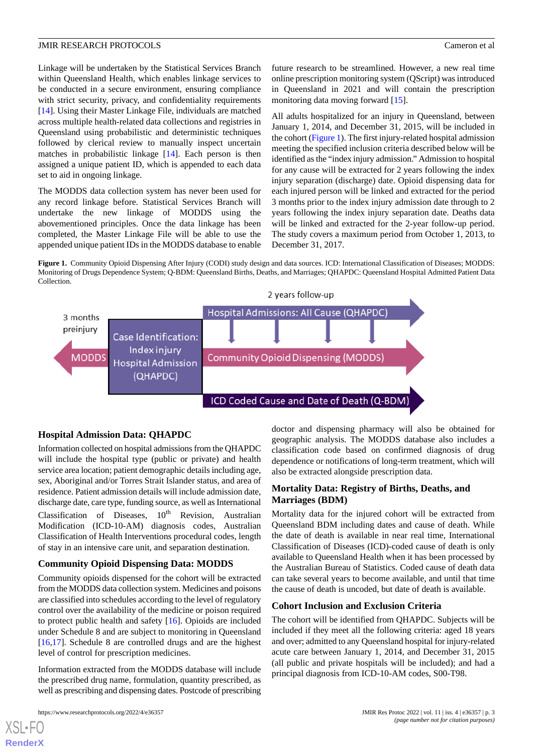Linkage will be undertaken by the Statistical Services Branch within Queensland Health, which enables linkage services to be conducted in a secure environment, ensuring compliance with strict security, privacy, and confidentiality requirements [14]. Using their Master Linkage File, individuals are matched across multiple health-related data collections and registries in Queensland using probabilistic and deterministic techniques followed by clerical review to manually inspect uncertain matches in probabilistic linkage [14]. Each person is then assigned a unique patient ID, which is appended to each data set to aid in ongoing linkage.

The MODDS data collection system has never been used for any record linkage before. Statistical Services Branch will undertake the new linkage of MODDS using the abovementioned principles. Once the data linkage has been completed, the Master Linkage File will be able to use the appended unique patient IDs in the MODDS database to enable future research to be streamlined. However, a new real time online prescription monitoring system (QScript) was introduced in Queensland in 2021 and will contain the prescription monitoring data moving forward [15].

All adults hospitalized for an injury in Queensland, between January 1, 2014, and December 31, 2015, will be included in the cohort (Figure 1). The first injury-related hospital admission meeting the specified inclusion criteria described below will be identified as the "index injury admission." Admission to hospital for any cause will be extracted for 2 years following the index injury separation (discharge) date. Opioid dispensing data for each injured person will be linked and extracted for the period 3 months prior to the index injury admission date through to 2 years following the index injury separation date. Deaths data will be linked and extracted for the 2-year follow-up period. The study covers a maximum period from October 1, 2013, to December 31, 2017.

**Figure 1.** Community Opioid Dispensing After Injury (CODI) study design and data sources. ICD: International Classification of Diseases; MODDS: Monitoring of Drugs Dependence System; Q-BDM: Queensland Births, Deaths, and Marriages; QHAPDC: Queensland Hospital Admitted Patient Data Collection.

## Hospital Admission Data: QHAPDC

Information collected on hospital admissions from the QHAPDC will include the hospital type (public or private) and health service area location; patient demographic details including age, sex, Aboriginal and/or Torres Strait Islander status, and area of residence. Patient admission details will include admission date, discharge date, care type, funding source, as well as International Classification of Diseases, 10th Revision, Australian Modification (ICD-10-AM) diagnosis codes, Australian Classification of Health Interventions procedural codes, length of stay in an intensive care unit, and separation destination.

## Community Opioid Dispensing Data: MODDS

Community opioids dispensed for the cohort will be extracted from the MODDS data collection system. Medicines and poisons are classified into schedules according to the level of regulatory control over the availability of the medicine or poison required to protect public health and safety [16]. Opioids are included under Schedule 8 and are subject to monitoring in Queensland [16,17]. Schedule 8 are controlled drugs and are the highest level of control for prescription medicines.

Information extracted from the MODDS database will include the prescribed drug name, formulation, quantity prescribed, as well as prescribing and dispensing dates. Postcode of prescribing doctor and dispensing pharmacy will also be obtained for geographic analysis. The MODDS database also includes a classification code based on confirmed diagnosis of drug dependence or notifications of long-term treatment, which will also be extracted alongside prescription data.

## Mortality Data: Registry of Births, Deaths, and Marriages (BDM)

Mortality data for the injured cohort will be extracted from Queensland BDM including dates and cause of death. While the date of death is available in near real time, International Classification of Diseases (ICD)-coded cause of death is only available to Queensland Health when it has been processed by the Australian Bureau of Statistics. Coded cause of death data can take several years to become available, and until that time the cause of death is uncoded, but date of death is available.

## Cohort Inclusion and Exclusion Criteria

The cohort will be identified from QHAPDC. Subjects will be included if they meet all the following criteria: aged 18 years and over; admitted to any Queensland hospital for injury-related acute care between January 1, 2014, and December 31, 2015 (all public and private hospitals will be included); and had a principal diagnosis from ICD-10-AM codes, S00-T98.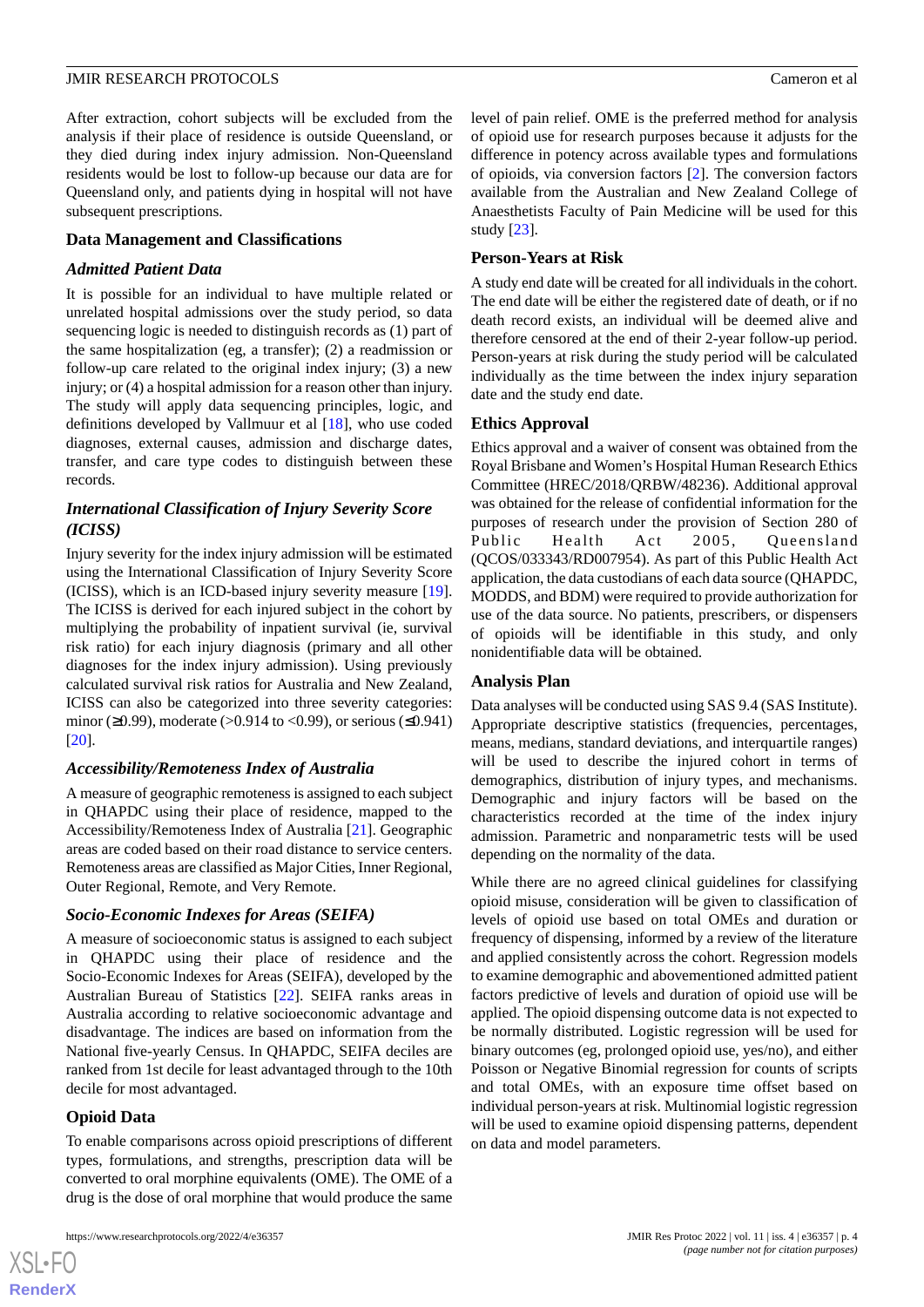After extraction, cohort subjects will be excluded from the analysis if their place of residence is outside Queensland, or they died during index injury admission. Non-Queensland residents would be lost to follow-up because our data are for Queensland only, and patients dying in hospital will not have subsequent prescriptions.

## Data Management and Classifications

### Admitted Patient Data

It is possible for an individual to have multiple related or unrelated hospital admissions over the study period, so data sequencing logic is needed to distinguish records as (1) part of the same hospitalization (eg, a transfer); (2) a readmission or follow-up care related to the original index injury; (3) a new injury; or (4) a hospital admission for a reason other than injury. The study will apply data sequencing principles, logic, and definitions developed by Vallmuur et al [18], who use coded diagnoses, external causes, admission and discharge dates, transfer, and care type codes to distinguish between these records.

### International Classification of Injury Severity Score (ICISS)

Injury severity for the index injury admission will be estimated using the International Classification of Injury Severity Score (ICISS), which is an ICD-based injury severity measure [19]. The ICISS is derived for each injured subject in the cohort by multiplying the probability of inpatient survival (ie, survival risk ratio) for each injury diagnosis (primary and all other diagnoses for the index injury admission). Using previously calculated survival risk ratios for Australia and New Zealand, ICISS can also be categorized into three severity categories: minor (≥0.99), moderate (>0.914 to <0.99), or serious (≤0.941) [20].

### Accessibility/Remoteness Index of Australia

A measure of geographic remoteness is assigned to each subject in QHAPDC using their place of residence, mapped to the Accessibility/Remoteness Index of Australia [21]. Geographic areas are coded based on their road distance to service centers. Remoteness areas are classified as Major Cities, Inner Regional, Outer Regional, Remote, and Very Remote.

### Socio-Economic Indexes for Areas (SEIFA)

A measure of socioeconomic status is assigned to each subject in QHAPDC using their place of residence and the Socio-Economic Indexes for Areas (SEIFA), developed by the Australian Bureau of Statistics [22]. SEIFA ranks areas in Australia according to relative socioeconomic advantage and disadvantage. The indices are based on information from the National five-yearly Census. In QHAPDC, SEIFA deciles are ranked from 1st decile for least advantaged through to the 10th decile for most advantaged.

## Opioid Data

To enable comparisons across opioid prescriptions of different types, formulations, and strengths, prescription data will be converted to oral morphine equivalents (OME). The OME of a drug is the dose of oral morphine that would produce the same level of pain relief. OME is the preferred method for analysis of opioid use for research purposes because it adjusts for the difference in potency across available types and formulations of opioids, via conversion factors [2]. The conversion factors available from the Australian and New Zealand College of Anaesthetists Faculty of Pain Medicine will be used for this study [23].

## Person-Years at Risk

A study end date will be created for all individuals in the cohort. The end date will be either the registered date of death, or if no death record exists, an individual will be deemed alive and therefore censored at the end of their 2-year follow-up period. Person-years at risk during the study period will be calculated individually as the time between the index injury separation date and the study end date.

## Ethics Approval

Ethics approval and a waiver of consent was obtained from the Royal Brisbane and Women's Hospital Human Research Ethics Committee (HREC/2018/QRBW/48236). Additional approval was obtained for the release of confidential information for the purposes of research under the provision of Section 280 of Public Health Act 2005, Queensland (QCOS/033343/RD007954). As part of this Public Health Act application, the data custodians of each data source (QHAPDC, MODDS, and BDM) were required to provide authorization for use of the data source. No patients, prescribers, or dispensers of opioids will be identifiable in this study, and only nonidentifiable data will be obtained.

## Analysis Plan

Data analyses will be conducted using SAS 9.4 (SAS Institute). Appropriate descriptive statistics (frequencies, percentages, means, medians, standard deviations, and interquartile ranges) will be used to describe the injured cohort in terms of demographics, distribution of injury types, and mechanisms. Demographic and injury factors will be based on the characteristics recorded at the time of the index injury admission. Parametric and nonparametric tests will be used depending on the normality of the data.

While there are no agreed clinical guidelines for classifying opioid misuse, consideration will be given to classification of levels of opioid use based on total OMEs and duration or frequency of dispensing, informed by a review of the literature and applied consistently across the cohort. Regression models to examine demographic and abovementioned admitted patient factors predictive of levels and duration of opioid use will be applied. The opioid dispensing outcome data is not expected to be normally distributed. Logistic regression will be used for binary outcomes (eg, prolonged opioid use, yes/no), and either Poisson or Negative Binomial regression for counts of scripts and total OMEs, with an exposure time offset based on individual person-years at risk. Multinomial logistic regression will be used to examine opioid dispensing patterns, dependent on data and model parameters.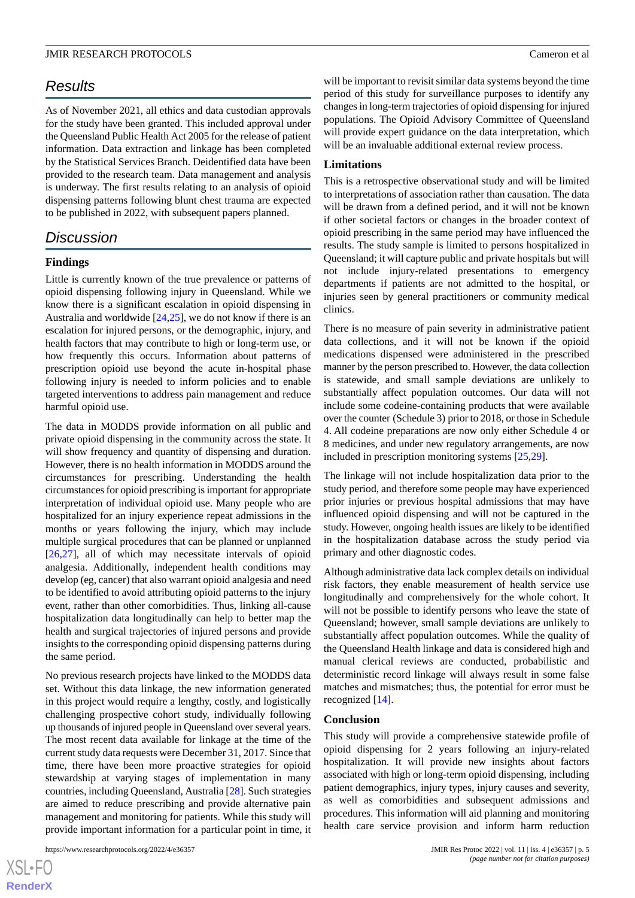## Results

As of November 2021, all ethics and data custodian approvals for the study have been granted. This included approval under the Queensland Public Health Act 2005 for the release of patient information. Data extraction and linkage has been completed by the Statistical Services Branch. Deidentified data have been provided to the research team. Data management and analysis is underway. The first results relating to an analysis of opioid dispensing patterns following blunt chest trauma are expected to be published in 2022, with subsequent papers planned.

## Discussion

### Findings

Little is currently known of the true prevalence or patterns of opioid dispensing following injury in Queensland. While we know there is a significant escalation in opioid dispensing in Australia and worldwide [24,25], we do not know if there is an escalation for injured persons, or the demographic, injury, and health factors that may contribute to high or long-term use, or how frequently this occurs. Information about patterns of prescription opioid use beyond the acute in-hospital phase following injury is needed to inform policies and to enable targeted interventions to address pain management and reduce harmful opioid use.

The data in MODDS provide information on all public and private opioid dispensing in the community across the state. It will show frequency and quantity of dispensing and duration. However, there is no health information in MODDS around the circumstances for prescribing. Understanding the health circumstances for opioid prescribing is important for appropriate interpretation of individual opioid use. Many people who are hospitalized for an injury experience repeat admissions in the months or years following the injury, which may include multiple surgical procedures that can be planned or unplanned [26,27], all of which may necessitate intervals of opioid analgesia. Additionally, independent health conditions may develop (eg, cancer) that also warrant opioid analgesia and need to be identified to avoid attributing opioid patterns to the injury event, rather than other comorbidities. Thus, linking all-cause hospitalization data longitudinally can help to better map the health and surgical trajectories of injured persons and provide insights to the corresponding opioid dispensing patterns during the same period.

No previous research projects have linked to the MODDS data set. Without this data linkage, the new information generated in this project would require a lengthy, costly, and logistically challenging prospective cohort study, individually following up thousands of injured people in Queensland over several years. The most recent data available for linkage at the time of the current study data requests were December 31, 2017. Since that time, there have been more proactive strategies for opioid stewardship at varying stages of implementation in many countries, including Queensland, Australia [28]. Such strategies are aimed to reduce prescribing and provide alternative pain management and monitoring for patients. While this study will provide important information for a particular point in time, it will be important to revisit similar data systems beyond the time period of this study for surveillance purposes to identify any changes in long-term trajectories of opioid dispensing for injured populations. The Opioid Advisory Committee of Queensland will provide expert guidance on the data interpretation, which will be an invaluable additional external review process.

### Limitations

This is a retrospective observational study and will be limited to interpretations of association rather than causation. The data will be drawn from a defined period, and it will not be known if other societal factors or changes in the broader context of opioid prescribing in the same period may have influenced the results. The study sample is limited to persons hospitalized in Queensland; it will capture public and private hospitals but will not include injury-related presentations to emergency departments if patients are not admitted to the hospital, or injuries seen by general practitioners or community medical clinics.

There is no measure of pain severity in administrative patient data collections, and it will not be known if the opioid medications dispensed were administered in the prescribed manner by the person prescribed to. However, the data collection is statewide, and small sample deviations are unlikely to substantially affect population outcomes. Our data will not include some codeine-containing products that were available over the counter (Schedule 3) prior to 2018, or those in Schedule 4. All codeine preparations are now only either Schedule 4 or 8 medicines, and under new regulatory arrangements, are now included in prescription monitoring systems [25,29].

The linkage will not include hospitalization data prior to the study period, and therefore some people may have experienced prior injuries or previous hospital admissions that may have influenced opioid dispensing and will not be captured in the study. However, ongoing health issues are likely to be identified in the hospitalization database across the study period via primary and other diagnostic codes.

Although administrative data lack complex details on individual risk factors, they enable measurement of health service use longitudinally and comprehensively for the whole cohort. It will not be possible to identify persons who leave the state of Queensland; however, small sample deviations are unlikely to substantially affect population outcomes. While the quality of the Queensland Health linkage and data is considered high and manual clerical reviews are conducted, probabilistic and deterministic record linkage will always result in some false matches and mismatches; thus, the potential for error must be recognized [14].

### Conclusion

This study will provide a comprehensive statewide profile of opioid dispensing for 2 years following an injury-related hospitalization. It will provide new insights about factors associated with high or long-term opioid dispensing, including patient demographics, injury types, injury causes and severity, as well as comorbidities and subsequent admissions and procedures. This information will aid planning and monitoring health care service provision and inform harm reduction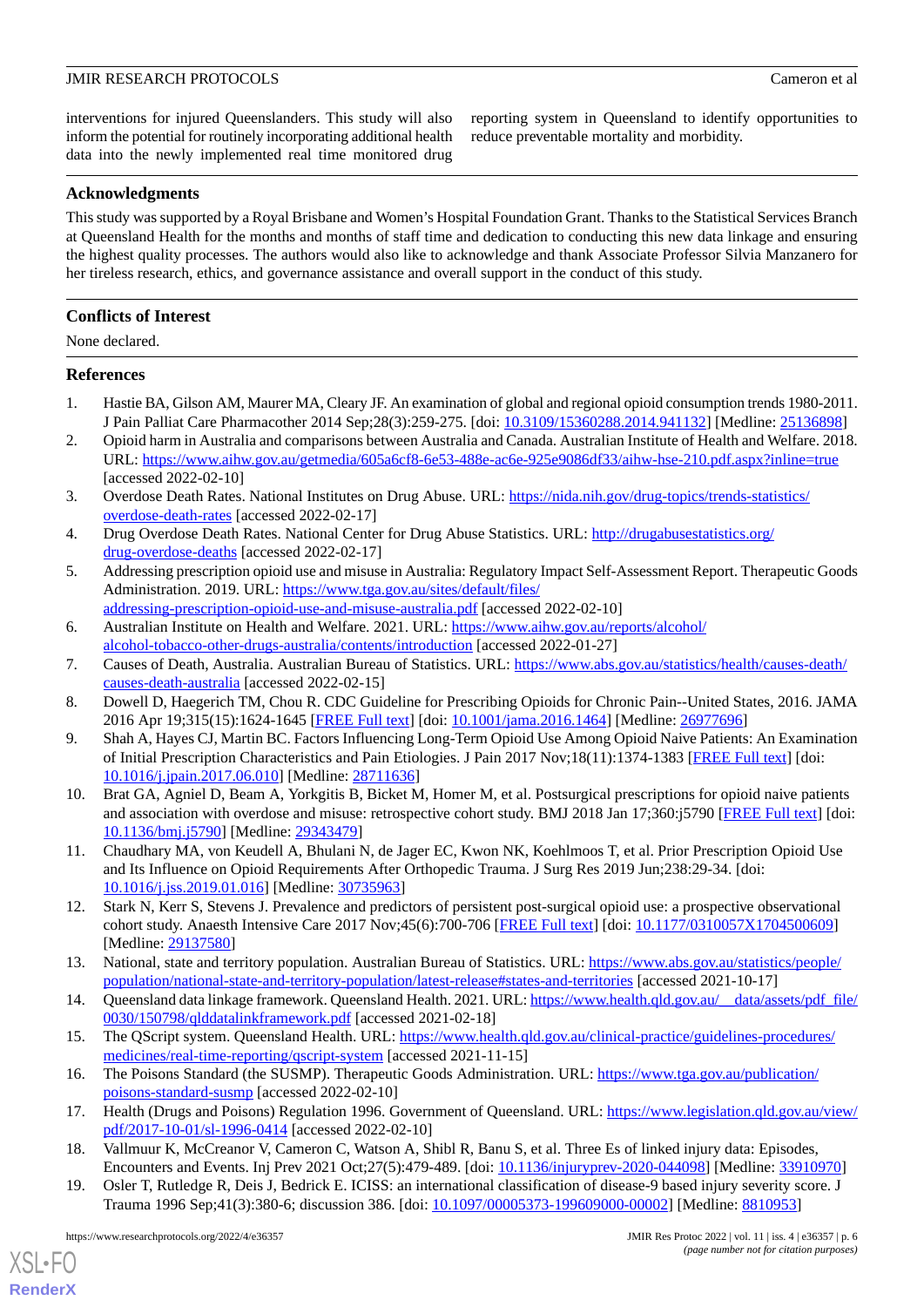interventions for injured Queenslanders. This study will also inform the potential for routinely incorporating additional health data into the newly implemented real time monitored drug reporting system in Queensland to identify opportunities to reduce preventable mortality and morbidity.

## Acknowledgments

This study was supported by a Royal Brisbane and Women's Hospital Foundation Grant. Thanks to the Statistical Services Branch at Queensland Health for the months and months of staff time and dedication to conducting this new data linkage and ensuring the highest quality processes. The authors would also like to acknowledge and thank Associate Professor Silvia Manzanero for her tireless research, ethics, and governance assistance and overall support in the conduct of this study.

## Conflicts of Interest

None declared.

## References

1. Hastie BA, Gilson AM, Maurer MA, Cleary JF. An examination of global and regional opioid consumption trends 1980-2011. J Pain Palliat Care Pharmacother 2014 Sep;28(3):259-275. [doi: 10.3109/15360288.2014.941132] [Medline: 25136898]
2. Opioid harm in Australia and comparisons between Australia and Canada. Australian Institute of Health and Welfare. 2018. URL: https://www.aihw.gov.au/getmedia/605a6cf8-6e53-488e-ac6e-925e9086df33/aihw-hse-210.pdf.aspx?inline=true [accessed 2022-02-10]
3. Overdose Death Rates. National Institutes on Drug Abuse. URL: https://nida.nih.gov/drug-topics/trends-statistics/overdose-death-rates [accessed 2022-02-17]
4. Drug Overdose Death Rates. National Center for Drug Abuse Statistics. URL: http://drugabusestatistics.org/drug-overdose-deaths [accessed 2022-02-17]
5. Addressing prescription opioid use and misuse in Australia: Regulatory Impact Self-Assessment Report. Therapeutic Goods Administration. 2019. URL: https://www.tga.gov.au/sites/default/files/addressing-prescription-opioid-use-and-misuse-australia.pdf [accessed 2022-02-10]
6. Australian Institute on Health and Welfare. 2021. URL: https://www.aihw.gov.au/reports/alcohol/alcohol-tobacco-other-drugs-australia/contents/introduction [accessed 2022-01-27]
7. Causes of Death, Australia. Australian Bureau of Statistics. URL: https://www.abs.gov.au/statistics/health/causes-death/causes-death-australia [accessed 2022-02-15]
8. Dowell D, Haegerich TM, Chou R. CDC Guideline for Prescribing Opioids for Chronic Pain--United States, 2016. JAMA 2016 Apr 19;315(15):1624-1645 [FREE Full text] [doi: 10.1001/jama.2016.1464] [Medline: 26977696]
9. Shah A, Hayes CJ, Martin BC. Factors Influencing Long-Term Opioid Use Among Opioid Naive Patients: An Examination of Initial Prescription Characteristics and Pain Etiologies. J Pain 2017 Nov;18(11):1374-1383 [FREE Full text] [doi: 10.1016/j.jpain.2017.06.010] [Medline: 28711636]
10. Brat GA, Agniel D, Beam A, Yorkgitis B, Bicket M, Homer M, et al. Postsurgical prescriptions for opioid naive patients and association with overdose and misuse: retrospective cohort study. BMJ 2018 Jan 17;360:j5790 [FREE Full text] [doi: 10.1136/bmj.j5790] [Medline: 29343479]
11. Chaudhary MA, von Keudell A, Bhulani N, de Jager EC, Kwon NK, Koehlmoos T, et al. Prior Prescription Opioid Use and Its Influence on Opioid Requirements After Orthopedic Trauma. J Surg Res 2019 Jun;238:29-34. [doi: 10.1016/j.jss.2019.01.016] [Medline: 30735963]
12. Stark N, Kerr S, Stevens J. Prevalence and predictors of persistent post-surgical opioid use: a prospective observational cohort study. Anaesth Intensive Care 2017 Nov;45(6):700-706 [FREE Full text] [doi: 10.1177/0310057X1704500609] [Medline: 29137580]
13. National, state and territory population. Australian Bureau of Statistics. URL: https://www.abs.gov.au/statistics/people/population/national-state-and-territory-population/latest-release#states-and-territories [accessed 2021-10-17]
14. Queensland data linkage framework. Queensland Health. 2021. URL: https://www.health.qld.gov.au/__data/assets/pdf_file/0030/150798/qlddatalinkframework.pdf [accessed 2021-02-18]
15. The QScript system. Queensland Health. URL: https://www.health.qld.gov.au/clinical-practice/guidelines-procedures/medicines/real-time-reporting/qscript-system [accessed 2021-11-15]
16. The Poisons Standard (the SUSMP). Therapeutic Goods Administration. URL: https://www.tga.gov.au/publication/poisons-standard-susmp [accessed 2022-02-10]
17. Health (Drugs and Poisons) Regulation 1996. Government of Queensland. URL: https://www.legislation.qld.gov.au/view/pdf/2017-10-01/sl-1996-0414 [accessed 2022-02-10]
18. Vallmuur K, McCreanor V, Cameron C, Watson A, Shibl R, Banu S, et al. Three Es of linked injury data: Episodes, Encounters and Events. Inj Prev 2021 Oct;27(5):479-489. [doi: 10.1136/injuryprev-2020-044098] [Medline: 33910970]
19. Osler T, Rutledge R, Deis J, Bedrick E. ICISS: an international classification of disease-9 based injury severity score. J Trauma 1996 Sep;41(3):380-6; discussion 386. [doi: 10.1097/00005373-199609000-00002] [Medline: 8810953]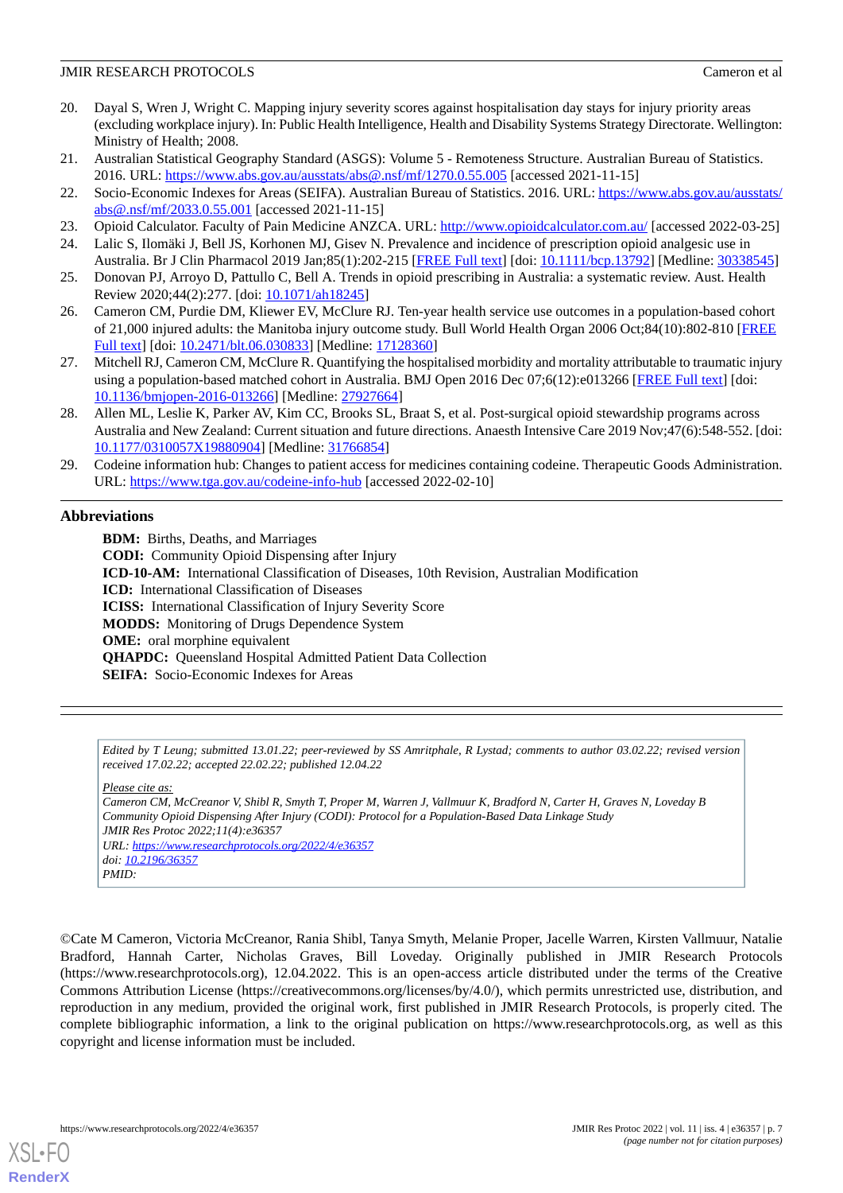20. Dayal S, Wren J, Wright C. Mapping injury severity scores against hospitalisation day stays for injury priority areas (excluding workplace injury). In: Public Health Intelligence, Health and Disability Systems Strategy Directorate. Wellington: Ministry of Health; 2008.
21. Australian Statistical Geography Standard (ASGS): Volume 5 - Remoteness Structure. Australian Bureau of Statistics. 2016. URL: https://www.abs.gov.au/ausstats/abs@.nsf/mf/1270.0.55.005 [accessed 2021-11-15]
22. Socio-Economic Indexes for Areas (SEIFA). Australian Bureau of Statistics. 2016. URL: https://www.abs.gov.au/ausstats/abs@.nsf/mf/2033.0.55.001 [accessed 2021-11-15]
23. Opioid Calculator. Faculty of Pain Medicine ANZCA. URL: http://www.opioidcalculator.com.au/ [accessed 2022-03-25]
24. Lalic S, Ilomäki J, Bell JS, Korhonen MJ, Gisev N. Prevalence and incidence of prescription opioid analgesic use in Australia. Br J Clin Pharmacol 2019 Jan;85(1):202-215 [FREE Full text] [doi: 10.1111/bcp.13792] [Medline: 30338545]
25. Donovan PJ, Arroyo D, Pattullo C, Bell A. Trends in opioid prescribing in Australia: a systematic review. Aust. Health Review 2020;44(2):277. [doi: 10.1071/ah18245]
26. Cameron CM, Purdie DM, Kliewer EV, McClure RJ. Ten-year health service use outcomes in a population-based cohort of 21,000 injured adults: the Manitoba injury outcome study. Bull World Health Organ 2006 Oct;84(10):802-810 [FREE Full text] [doi: 10.2471/blt.06.030833] [Medline: 17128360]
27. Mitchell RJ, Cameron CM, McClure R. Quantifying the hospitalised morbidity and mortality attributable to traumatic injury using a population-based matched cohort in Australia. BMJ Open 2016 Dec 07;6(12):e013266 [FREE Full text] [doi: 10.1136/bmjopen-2016-013266] [Medline: 27927664]
28. Allen ML, Leslie K, Parker AV, Kim CC, Brooks SL, Braat S, et al. Post-surgical opioid stewardship programs across Australia and New Zealand: Current situation and future directions. Anaesth Intensive Care 2019 Nov;47(6):548-552. [doi: 10.1177/0310057X19880904] [Medline: 31766854]
29. Codeine information hub: Changes to patient access for medicines containing codeine. Therapeutic Goods Administration. URL: https://www.tga.gov.au/codeine-info-hub [accessed 2022-02-10]

## Abbreviations

**BDM:** Births, Deaths, and Marriages
**CODI:** Community Opioid Dispensing after Injury
**ICD-10-AM:** International Classification of Diseases, 10th Revision, Australian Modification
**ICD:** International Classification of Diseases
**ICISS:** International Classification of Injury Severity Score
**MODDS:** Monitoring of Drugs Dependence System
**OME:** oral morphine equivalent
**QHAPDC:** Queensland Hospital Admitted Patient Data Collection
**SEIFA:** Socio-Economic Indexes for Areas

*Edited by T Leung; submitted 13.01.22; peer-reviewed by SS Amritphale, R Lystad; comments to author 03.02.22; revised version received 17.02.22; accepted 22.02.22; published 12.04.22*

*Please cite as:*
*Cameron CM, McCreanor V, Shibl R, Smyth T, Proper M, Warren J, Vallmuur K, Bradford N, Carter H, Graves N, Loveday B*
*Community Opioid Dispensing After Injury (CODI): Protocol for a Population-Based Data Linkage Study*
*JMIR Res Protoc 2022;11(4):e36357*
*URL: https://www.researchprotocols.org/2022/4/e36357*
*doi: 10.2196/36357*
*PMID:*

©Cate M Cameron, Victoria McCreanor, Rania Shibl, Tanya Smyth, Melanie Proper, Jacelle Warren, Kirsten Vallmuur, Natalie Bradford, Hannah Carter, Nicholas Graves, Bill Loveday. Originally published in JMIR Research Protocols (https://www.researchprotocols.org), 12.04.2022. This is an open-access article distributed under the terms of the Creative Commons Attribution License (https://creativecommons.org/licenses/by/4.0/), which permits unrestricted use, distribution, and reproduction in any medium, provided the original work, first published in JMIR Research Protocols, is properly cited. The complete bibliographic information, a link to the original publication on https://www.researchprotocols.org, as well as this copyright and license information must be included.